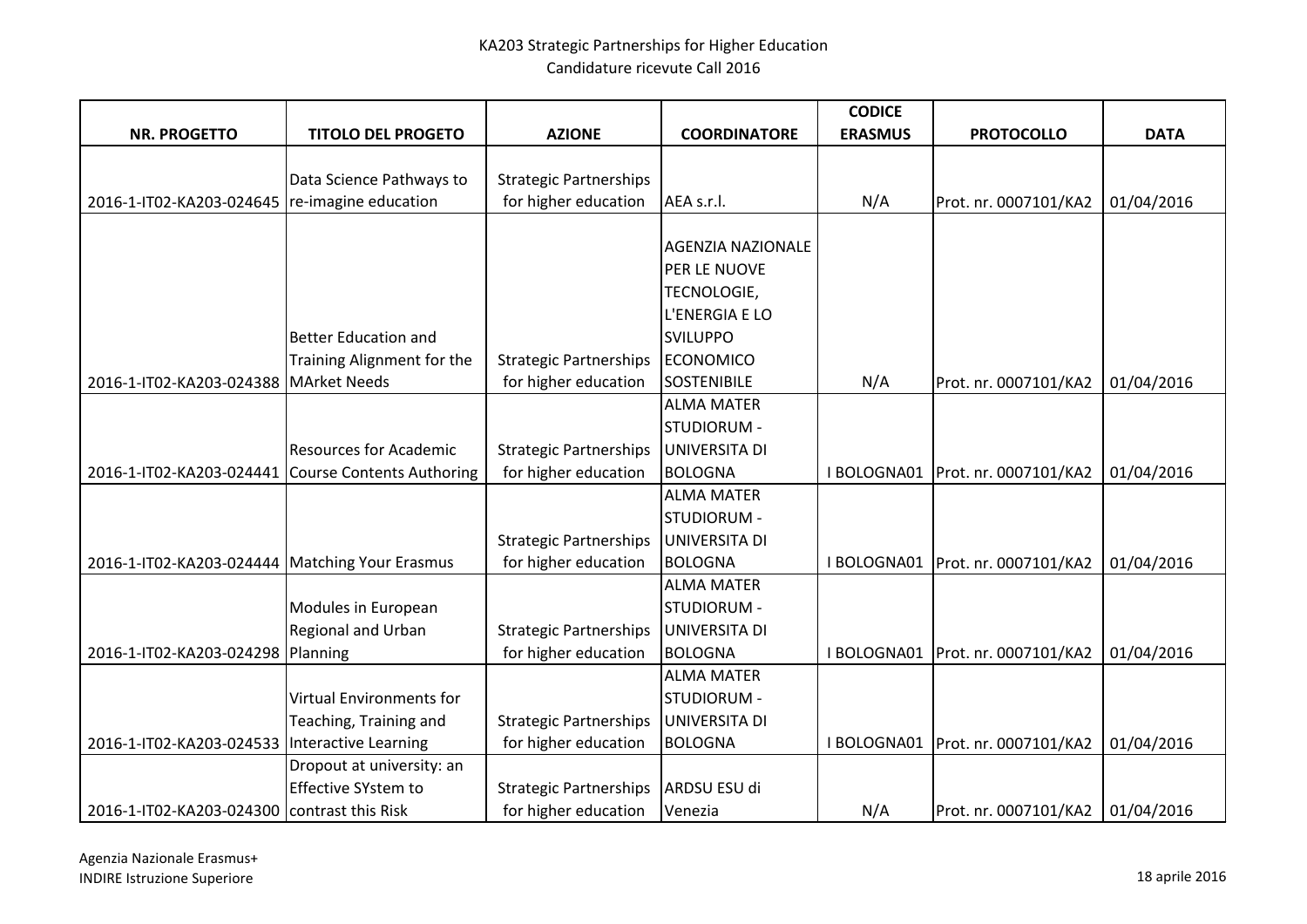KA203 Strategic Partnerships for Higher Education
Candidature ricevute Call 2016

| NR. PROGETTO | TITOLO DEL PROGETO | AZIONE | COORDINATORE | CODICE ERASMUS | PROTOCOLLO | DATA |
|---|---|---|---|---|---|---|
| 2016-1-IT02-KA203-024645 | Data Science Pathways to re-imagine education | Strategic Partnerships for higher education | AEA s.r.l. | N/A | Prot. nr. 0007101/KA2 | 01/04/2016 |
| 2016-1-IT02-KA203-024388 | Better Education and Training Alignment for the MArket Needs | Strategic Partnerships for higher education | AGENZIA NAZIONALE PER LE NUOVE TECNOLOGIE, L'ENERGIA E LO SVILUPPO ECONOMICO SOSTENIBILE | N/A | Prot. nr. 0007101/KA2 | 01/04/2016 |
| 2016-1-IT02-KA203-024441 | Resources for Academic Course Contents Authoring | Strategic Partnerships for higher education | ALMA MATER STUDIORUM - UNIVERSITA DI BOLOGNA | I BOLOGNA01 | Prot. nr. 0007101/KA2 | 01/04/2016 |
| 2016-1-IT02-KA203-024444 | Matching Your Erasmus | Strategic Partnerships for higher education | ALMA MATER STUDIORUM - UNIVERSITA DI BOLOGNA | I BOLOGNA01 | Prot. nr. 0007101/KA2 | 01/04/2016 |
| 2016-1-IT02-KA203-024298 | Modules in European Regional and Urban Planning | Strategic Partnerships for higher education | ALMA MATER STUDIORUM - UNIVERSITA DI BOLOGNA | I BOLOGNA01 | Prot. nr. 0007101/KA2 | 01/04/2016 |
| 2016-1-IT02-KA203-024533 | Virtual Environments for Teaching, Training and Interactive Learning | Strategic Partnerships for higher education | ALMA MATER STUDIORUM - UNIVERSITA DI BOLOGNA | I BOLOGNA01 | Prot. nr. 0007101/KA2 | 01/04/2016 |
| 2016-1-IT02-KA203-024300 | Dropout at university: an Effective SYstem to contrast this Risk | Strategic Partnerships for higher education | ARDSU ESU di Venezia | N/A | Prot. nr. 0007101/KA2 | 01/04/2016 |

Agenzia Nazionale Erasmus+
INDIRE Istruzione Superiore

18 aprile 2016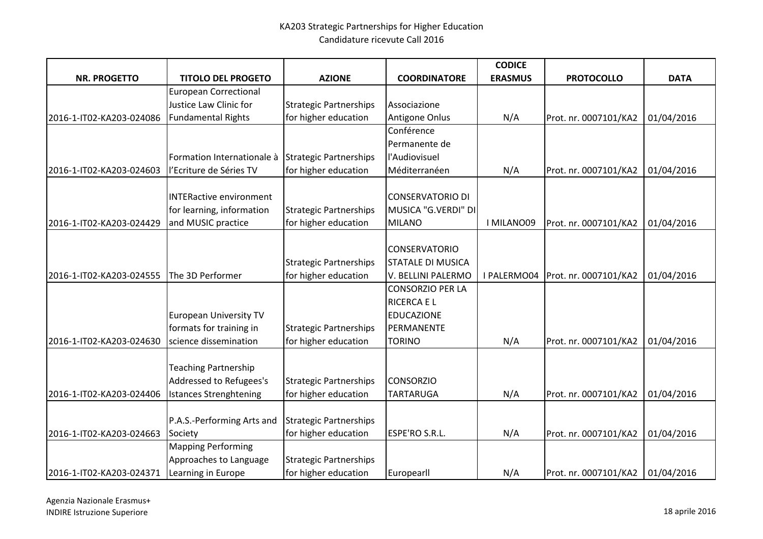KA203 Strategic Partnerships for Higher Education
Candidature ricevute Call 2016

| NR. PROGETTO | TITOLO DEL PROGETO | AZIONE | COORDINATORE | CODICE ERASMUS | PROTOCOLLO | DATA |
|---|---|---|---|---|---|---|
| 2016-1-IT02-KA203-024086 | European Correctional Justice Law Clinic for Fundamental Rights | Strategic Partnerships for higher education | Associazione Antigone Onlus | N/A | Prot. nr. 0007101/KA2 | 01/04/2016 |
| 2016-1-IT02-KA203-024603 | Formation Internationale à l'Ecriture de Séries TV | Strategic Partnerships for higher education | Conférence Permanente de l'Audiovisuel Méditerranéen | N/A | Prot. nr. 0007101/KA2 | 01/04/2016 |
| 2016-1-IT02-KA203-024429 | INTERactive environment for learning, information and MUSIC practice | Strategic Partnerships for higher education | CONSERVATORIO DI MUSICA "G.VERDI" DI MILANO | I MILANO09 | Prot. nr. 0007101/KA2 | 01/04/2016 |
| 2016-1-IT02-KA203-024555 | The 3D Performer | Strategic Partnerships for higher education | CONSERVATORIO STATALE DI MUSICA V. BELLINI PALERMO | I PALERMO04 | Prot. nr. 0007101/KA2 | 01/04/2016 |
| 2016-1-IT02-KA203-024630 | European University TV formats for training in science dissemination | Strategic Partnerships for higher education | CONSORZIO PER LA RICERCA E L EDUCAZIONE PERMANENTE TORINO | N/A | Prot. nr. 0007101/KA2 | 01/04/2016 |
| 2016-1-IT02-KA203-024406 | Teaching Partnership Addressed to Refugees's Istances Strenghtening | Strategic Partnerships for higher education | CONSORZIO TARTARUGA | N/A | Prot. nr. 0007101/KA2 | 01/04/2016 |
| 2016-1-IT02-KA203-024663 | P.A.S.-Performing Arts and Society | Strategic Partnerships for higher education | ESPE'RO S.R.L. | N/A | Prot. nr. 0007101/KA2 | 01/04/2016 |
| 2016-1-IT02-KA203-024371 | Mapping Performing Approaches to Language Learning in Europe | Strategic Partnerships for higher education | Europearll | N/A | Prot. nr. 0007101/KA2 | 01/04/2016 |

Agenzia Nazionale Erasmus+
INDIRE Istruzione Superiore

18 aprile 2016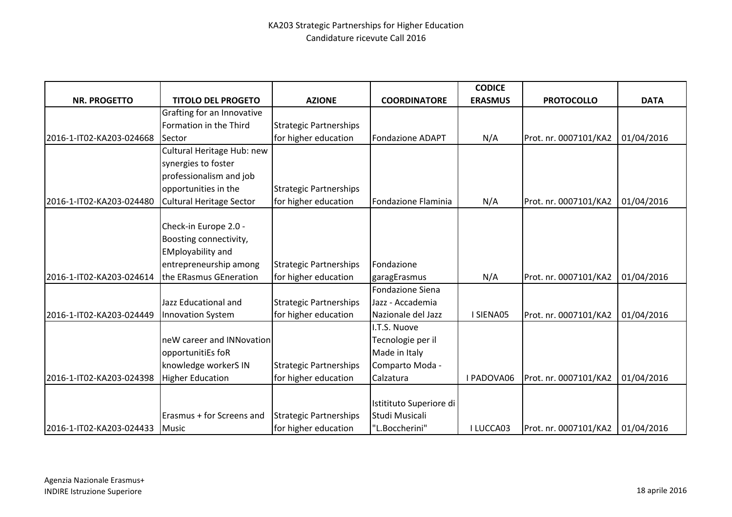KA203 Strategic Partnerships for Higher Education
Candidature ricevute Call 2016

| NR. PROGETTO | TITOLO DEL PROGETO | AZIONE | COORDINATORE | CODICE ERASMUS | PROTOCOLLO | DATA |
|---|---|---|---|---|---|---|
| 2016-1-IT02-KA203-024668 | Grafting for an Innovative Formation in the Third Sector | Strategic Partnerships for higher education | Fondazione ADAPT | N/A | Prot. nr. 0007101/KA2 | 01/04/2016 |
| 2016-1-IT02-KA203-024480 | Cultural Heritage Hub: new synergies to foster professionalism and job opportunities in the Cultural Heritage Sector | Strategic Partnerships for higher education | Fondazione Flaminia | N/A | Prot. nr. 0007101/KA2 | 01/04/2016 |
| 2016-1-IT02-KA203-024614 | Check-in Europe 2.0 - Boosting connectivity, EMployability and entrepreneurship among the ERasmus GEneration | Strategic Partnerships for higher education | Fondazione garagErasmus | N/A | Prot. nr. 0007101/KA2 | 01/04/2016 |
| 2016-1-IT02-KA203-024449 | Jazz Educational and Innovation System | Strategic Partnerships for higher education | Fondazione Siena Jazz - Accademia Nazionale del Jazz | I SIENA05 | Prot. nr. 0007101/KA2 | 01/04/2016 |
| 2016-1-IT02-KA203-024398 | neW career and INNovation opportunitiEs foR knowledge workerS IN Higher Education | Strategic Partnerships for higher education | I.T.S. Nuove Tecnologie per il Made in Italy Comparto Moda - Calzatura | I PADOVA06 | Prot. nr. 0007101/KA2 | 01/04/2016 |
| 2016-1-IT02-KA203-024433 | Erasmus + for Screens and Music | Strategic Partnerships for higher education | Istitituto Superiore di Studi Musicali "L.Boccherini" | I LUCCA03 | Prot. nr. 0007101/KA2 | 01/04/2016 |

Agenzia Nazionale Erasmus+
INDIRE Istruzione Superiore

18 aprile 2016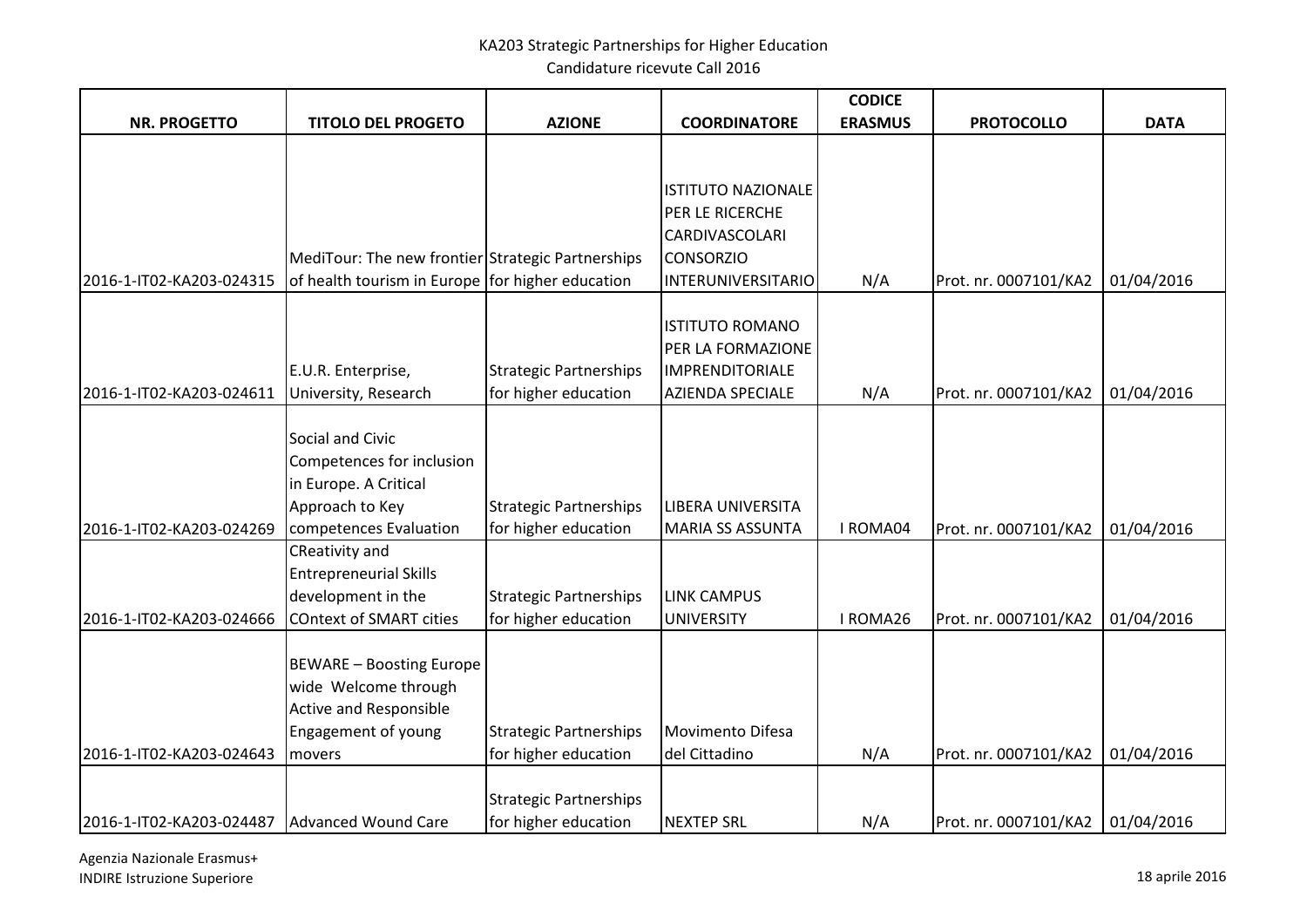KA203 Strategic Partnerships for Higher Education
Candidature ricevute Call 2016

| NR. PROGETTO | TITOLO DEL PROGETO | AZIONE | COORDINATORE | CODICE ERASMUS | PROTOCOLLO | DATA |
|---|---|---|---|---|---|---|
| 2016-1-IT02-KA203-024315 | MediTour: The new frontier of health tourism in Europe | Strategic Partnerships for higher education | ISTITUTO NAZIONALE PER LE RICERCHE CARDIVASCOLARI CONSORZIO INTERUNIVERSITARIO | N/A | Prot. nr. 0007101/KA2 | 01/04/2016 |
| 2016-1-IT02-KA203-024611 | E.U.R. Enterprise, University, Research | Strategic Partnerships for higher education | ISTITUTO ROMANO PER LA FORMAZIONE IMPRENDITORIALE AZIENDA SPECIALE | N/A | Prot. nr. 0007101/KA2 | 01/04/2016 |
| 2016-1-IT02-KA203-024269 | Social and Civic Competences for inclusion in Europe. A Critical Approach to Key competences Evaluation | Strategic Partnerships for higher education | LIBERA UNIVERSITA MARIA SS ASSUNTA | I ROMA04 | Prot. nr. 0007101/KA2 | 01/04/2016 |
| 2016-1-IT02-KA203-024666 | CReativity and Entrepreneurial Skills development in the COntext of SMART cities | Strategic Partnerships for higher education | LINK CAMPUS UNIVERSITY | I ROMA26 | Prot. nr. 0007101/KA2 | 01/04/2016 |
| 2016-1-IT02-KA203-024643 | BEWARE – Boosting Europe wide Welcome through Active and Responsible Engagement of young movers | Strategic Partnerships for higher education | Movimento Difesa del Cittadino | N/A | Prot. nr. 0007101/KA2 | 01/04/2016 |
| 2016-1-IT02-KA203-024487 | Advanced Wound Care | Strategic Partnerships for higher education | NEXTEP SRL | N/A | Prot. nr. 0007101/KA2 | 01/04/2016 |

Agenzia Nazionale Erasmus+
INDIRE Istruzione Superiore

18 aprile 2016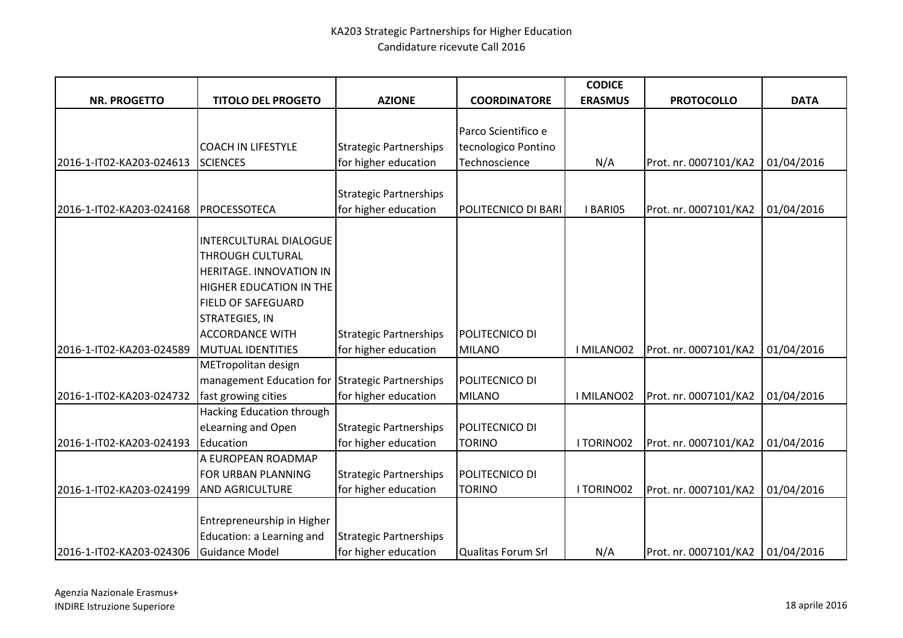KA203 Strategic Partnerships for Higher Education
Candidature ricevute Call 2016

| NR. PROGETTO | TITOLO DEL PROGETO | AZIONE | COORDINATORE | CODICE ERASMUS | PROTOCOLLO | DATA |
|---|---|---|---|---|---|---|
| 2016-1-IT02-KA203-024613 | COACH IN LIFESTYLE SCIENCES | Strategic Partnerships for higher education | Parco Scientifico e tecnologico Pontino Technoscience | N/A | Prot. nr. 0007101/KA2 | 01/04/2016 |
| 2016-1-IT02-KA203-024168 | PROCESSOTECA | Strategic Partnerships for higher education | POLITECNICO DI BARI | I BARI05 | Prot. nr. 0007101/KA2 | 01/04/2016 |
| 2016-1-IT02-KA203-024589 | INTERCULTURAL DIALOGUE THROUGH CULTURAL HERITAGE. INNOVATION IN HIGHER EDUCATION IN THE FIELD OF SAFEGUARD STRATEGIES, IN ACCORDANCE WITH MUTUAL IDENTITIES | Strategic Partnerships for higher education | POLITECNICO DI MILANO | I MILANO02 | Prot. nr. 0007101/KA2 | 01/04/2016 |
| 2016-1-IT02-KA203-024732 | METropolitan design management Education for fast growing cities | Strategic Partnerships for higher education | POLITECNICO DI MILANO | I MILANO02 | Prot. nr. 0007101/KA2 | 01/04/2016 |
| 2016-1-IT02-KA203-024193 | Hacking Education through eLearning and Open Education | Strategic Partnerships for higher education | POLITECNICO DI TORINO | I TORINO02 | Prot. nr. 0007101/KA2 | 01/04/2016 |
| 2016-1-IT02-KA203-024199 | A EUROPEAN ROADMAP FOR URBAN PLANNING AND AGRICULTURE | Strategic Partnerships for higher education | POLITECNICO DI TORINO | I TORINO02 | Prot. nr. 0007101/KA2 | 01/04/2016 |
| 2016-1-IT02-KA203-024306 | Entrepreneurship in Higher Education: a Learning and Guidance Model | Strategic Partnerships for higher education | Qualitas Forum Srl | N/A | Prot. nr. 0007101/KA2 | 01/04/2016 |

Agenzia Nazionale Erasmus+
INDIRE Istruzione Superiore

18 aprile 2016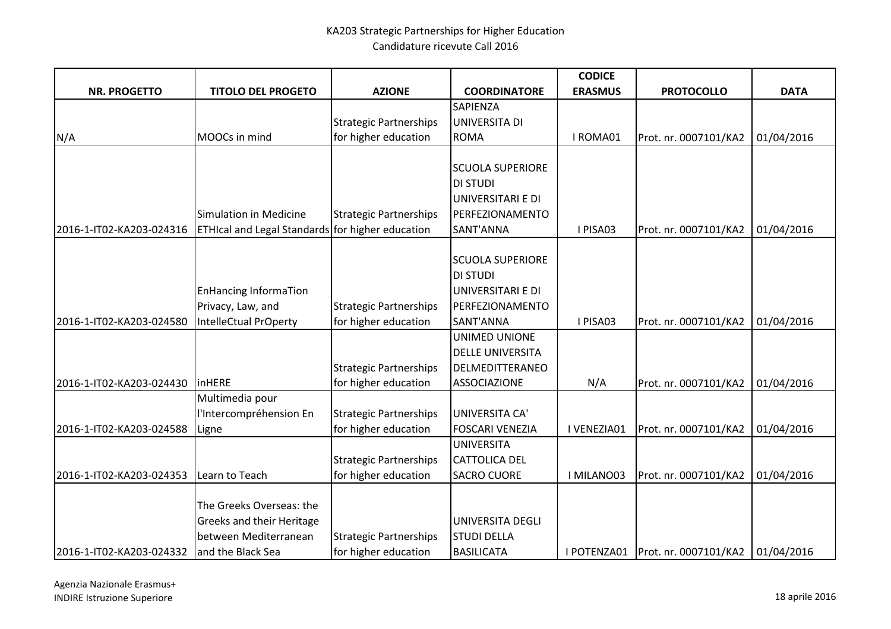KA203 Strategic Partnerships for Higher Education
Candidature ricevute Call 2016

| NR. PROGETTO | TITOLO DEL PROGETO | AZIONE | COORDINATORE | CODICE ERASMUS | PROTOCOLLO | DATA |
|---|---|---|---|---|---|---|
| N/A | MOOCs in mind | Strategic Partnerships for higher education | SAPIENZA UNIVERSITA DI ROMA | I ROMA01 | Prot. nr. 0007101/KA2 | 01/04/2016 |
| 2016-1-IT02-KA203-024316 | Simulation in Medicine ETHIcal and Legal Standards | Strategic Partnerships for higher education | SCUOLA SUPERIORE DI STUDI UNIVERSITARI E DI PERFEZIONAMENTO SANT'ANNA | I PISA03 | Prot. nr. 0007101/KA2 | 01/04/2016 |
| 2016-1-IT02-KA203-024580 | EnHancing InformaTion Privacy, Law, and IntelleCtual PrOperty | Strategic Partnerships for higher education | SCUOLA SUPERIORE DI STUDI UNIVERSITARI E DI PERFEZIONAMENTO SANT'ANNA | I PISA03 | Prot. nr. 0007101/KA2 | 01/04/2016 |
| 2016-1-IT02-KA203-024430 | inHERE | Strategic Partnerships for higher education | UNIMED UNIONE DELLE UNIVERSITA DELMEDITTERANEO ASSOCIAZIONE | N/A | Prot. nr. 0007101/KA2 | 01/04/2016 |
| 2016-1-IT02-KA203-024588 | Multimedia pour l'Intercompréhension En Ligne | Strategic Partnerships for higher education | UNIVERSITA CA' FOSCARI VENEZIA | I VENEZIA01 | Prot. nr. 0007101/KA2 | 01/04/2016 |
| 2016-1-IT02-KA203-024353 | Learn to Teach | Strategic Partnerships for higher education | UNIVERSITA CATTOLICA DEL SACRO CUORE | I MILANO03 | Prot. nr. 0007101/KA2 | 01/04/2016 |
| 2016-1-IT02-KA203-024332 | The Greeks Overseas: the Greeks and their Heritage between Mediterranean and the Black Sea | Strategic Partnerships for higher education | UNIVERSITA DEGLI STUDI DELLA BASILICATA | I POTENZA01 | Prot. nr. 0007101/KA2 | 01/04/2016 |

Agenzia Nazionale Erasmus+
INDIRE Istruzione Superiore

18 aprile 2016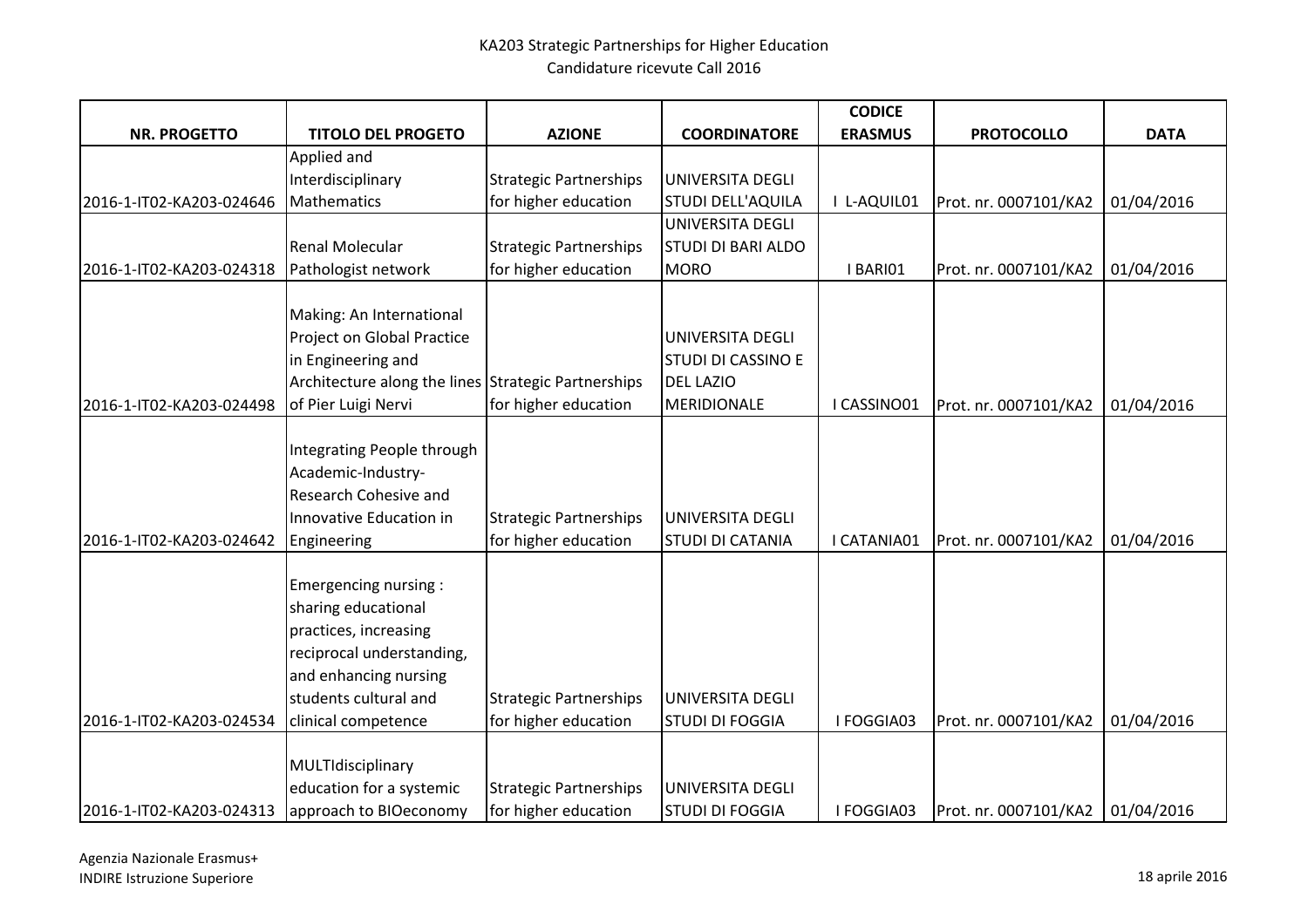KA203 Strategic Partnerships for Higher Education
Candidature ricevute Call 2016

| NR. PROGETTO | TITOLO DEL PROGETO | AZIONE | COORDINATORE | CODICE ERASMUS | PROTOCOLLO | DATA |
|---|---|---|---|---|---|---|
| 2016-1-IT02-KA203-024646 | Applied and Interdisciplinary Mathematics | Strategic Partnerships for higher education | UNIVERSITA DEGLI STUDI DELL'AQUILA | I L-AQUIL01 | Prot. nr. 0007101/KA2 | 01/04/2016 |
| 2016-1-IT02-KA203-024318 | Renal Molecular Pathologist network | Strategic Partnerships for higher education | UNIVERSITA DEGLI STUDI DI BARI ALDO MORO | I BARI01 | Prot. nr. 0007101/KA2 | 01/04/2016 |
| 2016-1-IT02-KA203-024498 | Making: An International Project on Global Practice in Engineering and Architecture along the lines of Pier Luigi Nervi | Strategic Partnerships for higher education | UNIVERSITA DEGLI STUDI DI CASSINO E DEL LAZIO MERIDIONALE | I CASSINO01 | Prot. nr. 0007101/KA2 | 01/04/2016 |
| 2016-1-IT02-KA203-024642 | Integrating People through Academic-Industry-Research Cohesive and Innovative Education in Engineering | Strategic Partnerships for higher education | UNIVERSITA DEGLI STUDI DI CATANIA | I CATANIA01 | Prot. nr. 0007101/KA2 | 01/04/2016 |
| 2016-1-IT02-KA203-024534 | Emergencing nursing : sharing educational practices, increasing reciprocal understanding, and enhancing nursing students cultural and clinical competence | Strategic Partnerships for higher education | UNIVERSITA DEGLI STUDI DI FOGGIA | I FOGGIA03 | Prot. nr. 0007101/KA2 | 01/04/2016 |
| 2016-1-IT02-KA203-024313 | MULTIdisciplinary education for a systemic approach to BIOeconomy | Strategic Partnerships for higher education | UNIVERSITA DEGLI STUDI DI FOGGIA | I FOGGIA03 | Prot. nr. 0007101/KA2 | 01/04/2016 |

Agenzia Nazionale Erasmus+
INDIRE Istruzione Superiore

18 aprile 2016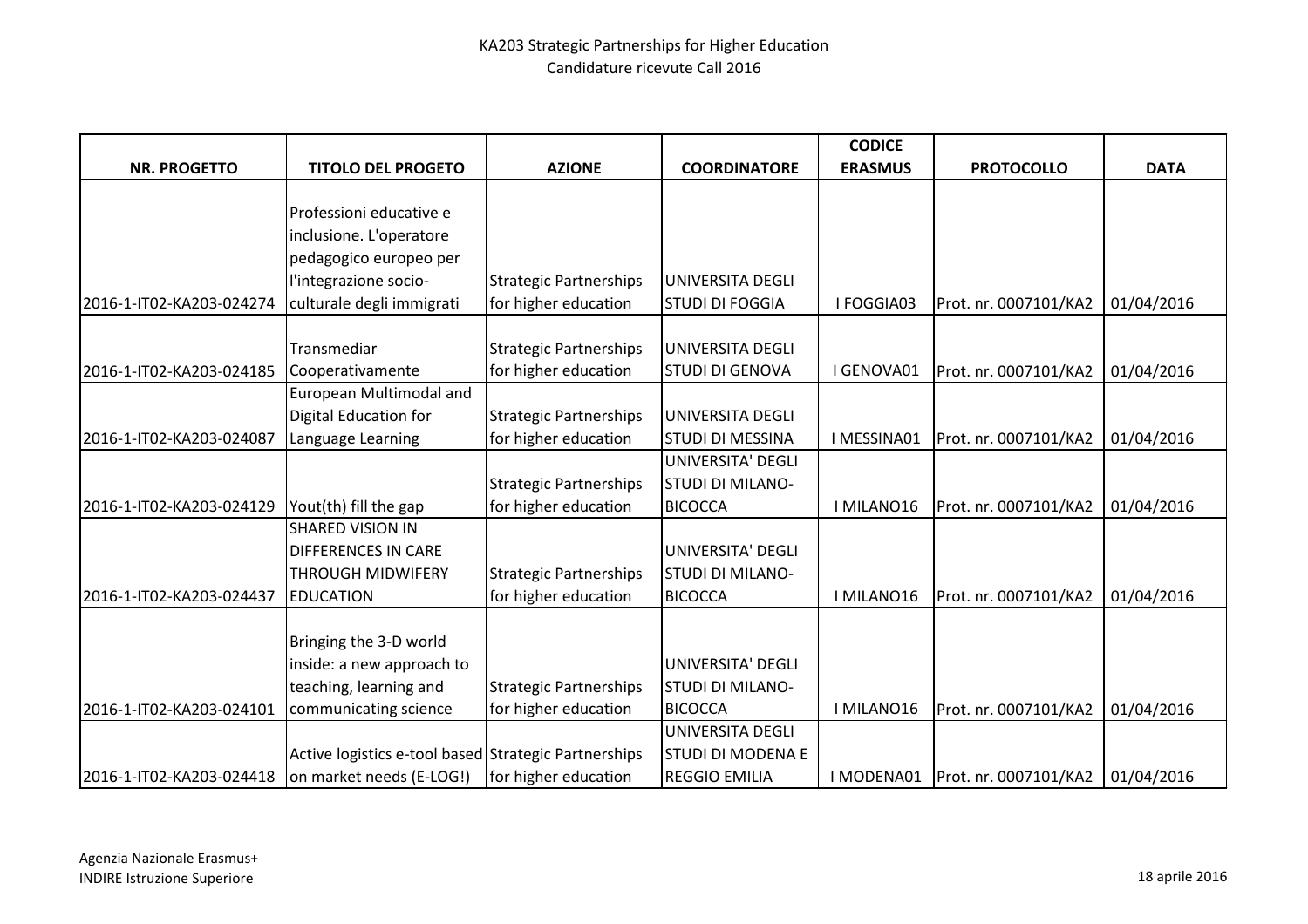KA203 Strategic Partnerships for Higher Education
Candidature ricevute Call 2016

| NR. PROGETTO | TITOLO DEL PROGETO | AZIONE | COORDINATORE | CODICE ERASMUS | PROTOCOLLO | DATA |
|---|---|---|---|---|---|---|
| 2016-1-IT02-KA203-024274 | Professioni educative e inclusione. L'operatore pedagogico europeo per l'integrazione socio-culturale degli immigrati | Strategic Partnerships for higher education | UNIVERSITA DEGLI STUDI DI FOGGIA | I FOGGIA03 | Prot. nr. 0007101/KA2 | 01/04/2016 |
| 2016-1-IT02-KA203-024185 | Transmediar Cooperativamente | Strategic Partnerships for higher education | UNIVERSITA DEGLI STUDI DI GENOVA | I GENOVA01 | Prot. nr. 0007101/KA2 | 01/04/2016 |
| 2016-1-IT02-KA203-024087 | European Multimodal and Digital Education for Language Learning | Strategic Partnerships for higher education | UNIVERSITA DEGLI STUDI DI MESSINA | I MESSINA01 | Prot. nr. 0007101/KA2 | 01/04/2016 |
| 2016-1-IT02-KA203-024129 | Yout(th) fill the gap | Strategic Partnerships for higher education | UNIVERSITA' DEGLI STUDI DI MILANO-BICOCCA | I MILANO16 | Prot. nr. 0007101/KA2 | 01/04/2016 |
| 2016-1-IT02-KA203-024437 | SHARED VISION IN DIFFERENCES IN CARE THROUGH MIDWIFERY EDUCATION | Strategic Partnerships for higher education | UNIVERSITA' DEGLI STUDI DI MILANO-BICOCCA | I MILANO16 | Prot. nr. 0007101/KA2 | 01/04/2016 |
| 2016-1-IT02-KA203-024101 | Bringing the 3-D world inside: a new approach to teaching, learning and communicating science | Strategic Partnerships for higher education | UNIVERSITA' DEGLI STUDI DI MILANO-BICOCCA | I MILANO16 | Prot. nr. 0007101/KA2 | 01/04/2016 |
| 2016-1-IT02-KA203-024418 | Active logistics e-tool based on market needs (E-LOG!) | Strategic Partnerships for higher education | UNIVERSITA DEGLI STUDI DI MODENA E REGGIO EMILIA | I MODENA01 | Prot. nr. 0007101/KA2 | 01/04/2016 |

Agenzia Nazionale Erasmus+
INDIRE Istruzione Superiore

18 aprile 2016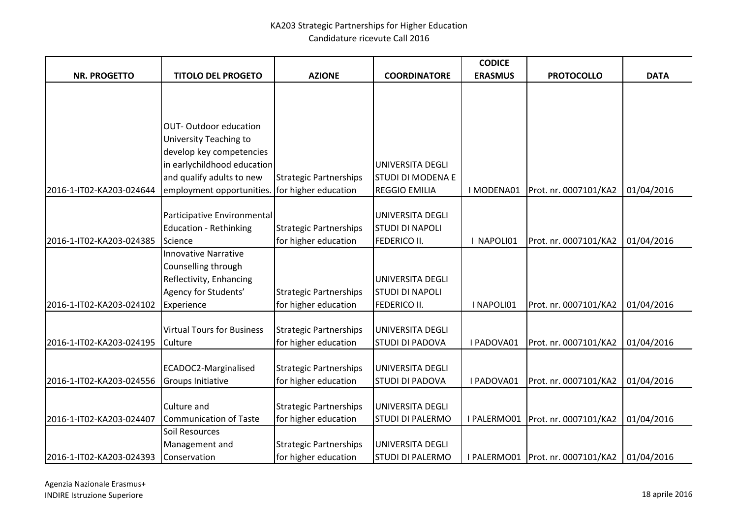KA203 Strategic Partnerships for Higher Education
Candidature ricevute Call 2016

| NR. PROGETTO | TITOLO DEL PROGETO | AZIONE | COORDINATORE | CODICE ERASMUS | PROTOCOLLO | DATA |
|---|---|---|---|---|---|---|
| 2016-1-IT02-KA203-024644 | OUT- Outdoor education University Teaching to develop key competencies in earlychildhood education and qualify adults to new employment opportunities. | Strategic Partnerships for higher education | UNIVERSITA DEGLI STUDI DI MODENA E REGGIO EMILIA | I MODENA01 | Prot. nr. 0007101/KA2 | 01/04/2016 |
| 2016-1-IT02-KA203-024385 | Participative Environmental Education - Rethinking Science | Strategic Partnerships for higher education | UNIVERSITA DEGLI STUDI DI NAPOLI FEDERICO II. | I NAPOLI01 | Prot. nr. 0007101/KA2 | 01/04/2016 |
| 2016-1-IT02-KA203-024102 | Innovative Narrative Counselling through Reflectivity, Enhancing Agency for Students' Experience | Strategic Partnerships for higher education | UNIVERSITA DEGLI STUDI DI NAPOLI FEDERICO II. | I NAPOLI01 | Prot. nr. 0007101/KA2 | 01/04/2016 |
| 2016-1-IT02-KA203-024195 | Virtual Tours for Business Culture | Strategic Partnerships for higher education | UNIVERSITA DEGLI STUDI DI PADOVA | I PADOVA01 | Prot. nr. 0007101/KA2 | 01/04/2016 |
| 2016-1-IT02-KA203-024556 | ECADOC2-Marginalised Groups Initiative | Strategic Partnerships for higher education | UNIVERSITA DEGLI STUDI DI PADOVA | I PADOVA01 | Prot. nr. 0007101/KA2 | 01/04/2016 |
| 2016-1-IT02-KA203-024407 | Culture and Communication of Taste | Strategic Partnerships for higher education | UNIVERSITA DEGLI STUDI DI PALERMO | I PALERMO01 | Prot. nr. 0007101/KA2 | 01/04/2016 |
| 2016-1-IT02-KA203-024393 | Soil Resources Management and Conservation | Strategic Partnerships for higher education | UNIVERSITA DEGLI STUDI DI PALERMO | I PALERMO01 | Prot. nr. 0007101/KA2 | 01/04/2016 |

Agenzia Nazionale Erasmus+
INDIRE Istruzione Superiore

18 aprile 2016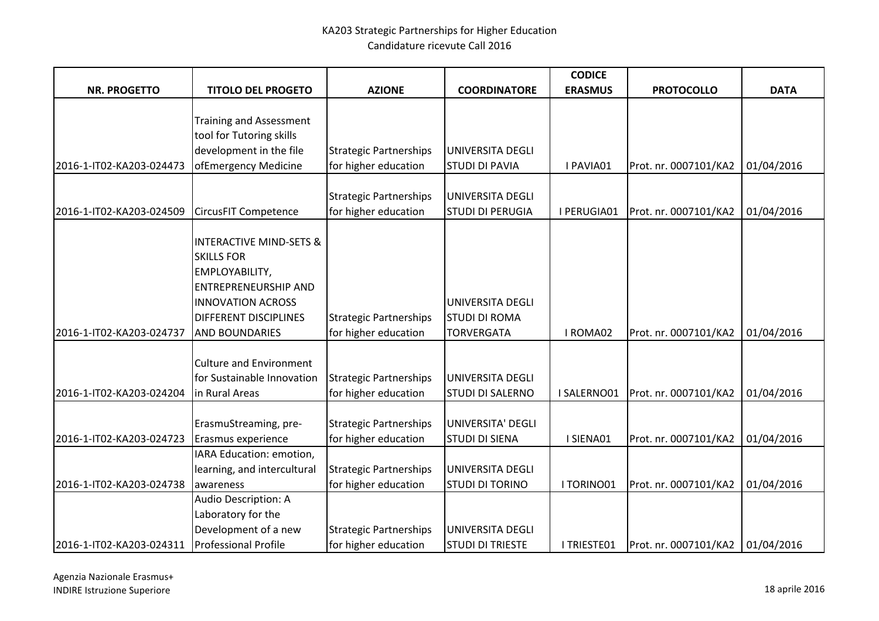KA203 Strategic Partnerships for Higher Education
Candidature ricevute Call 2016

| NR. PROGETTO | TITOLO DEL PROGETO | AZIONE | COORDINATORE | CODICE ERASMUS | PROTOCOLLO | DATA |
|---|---|---|---|---|---|---|
| 2016-1-IT02-KA203-024473 | Training and Assessment tool for Tutoring skills development in the file ofEmergency Medicine | Strategic Partnerships for higher education | UNIVERSITA DEGLI STUDI DI PAVIA | I PAVIA01 | Prot. nr. 0007101/KA2 | 01/04/2016 |
| 2016-1-IT02-KA203-024509 | CircusFIT Competence | Strategic Partnerships for higher education | UNIVERSITA DEGLI STUDI DI PERUGIA | I PERUGIA01 | Prot. nr. 0007101/KA2 | 01/04/2016 |
| 2016-1-IT02-KA203-024737 | INTERACTIVE MIND-SETS & SKILLS FOR EMPLOYABILITY, ENTREPRENEURSHIP AND INNOVATION ACROSS DIFFERENT DISCIPLINES AND BOUNDARIES | Strategic Partnerships for higher education | UNIVERSITA DEGLI STUDI DI ROMA TORVERGATA | I ROMA02 | Prot. nr. 0007101/KA2 | 01/04/2016 |
| 2016-1-IT02-KA203-024204 | Culture and Environment for Sustainable Innovation in Rural Areas | Strategic Partnerships for higher education | UNIVERSITA DEGLI STUDI DI SALERNO | I SALERNO01 | Prot. nr. 0007101/KA2 | 01/04/2016 |
| 2016-1-IT02-KA203-024723 | ErasmuStreaming, pre-Erasmus experience | Strategic Partnerships for higher education | UNIVERSITA' DEGLI STUDI DI SIENA | I SIENA01 | Prot. nr. 0007101/KA2 | 01/04/2016 |
| 2016-1-IT02-KA203-024738 | IARA Education: emotion, learning, and intercultural awareness | Strategic Partnerships for higher education | UNIVERSITA DEGLI STUDI DI TORINO | I TORINO01 | Prot. nr. 0007101/KA2 | 01/04/2016 |
| 2016-1-IT02-KA203-024311 | Audio Description: A Laboratory for the Development of a new Professional Profile | Strategic Partnerships for higher education | UNIVERSITA DEGLI STUDI DI TRIESTE | I TRIESTE01 | Prot. nr. 0007101/KA2 | 01/04/2016 |

Agenzia Nazionale Erasmus+
INDIRE Istruzione Superiore

18 aprile 2016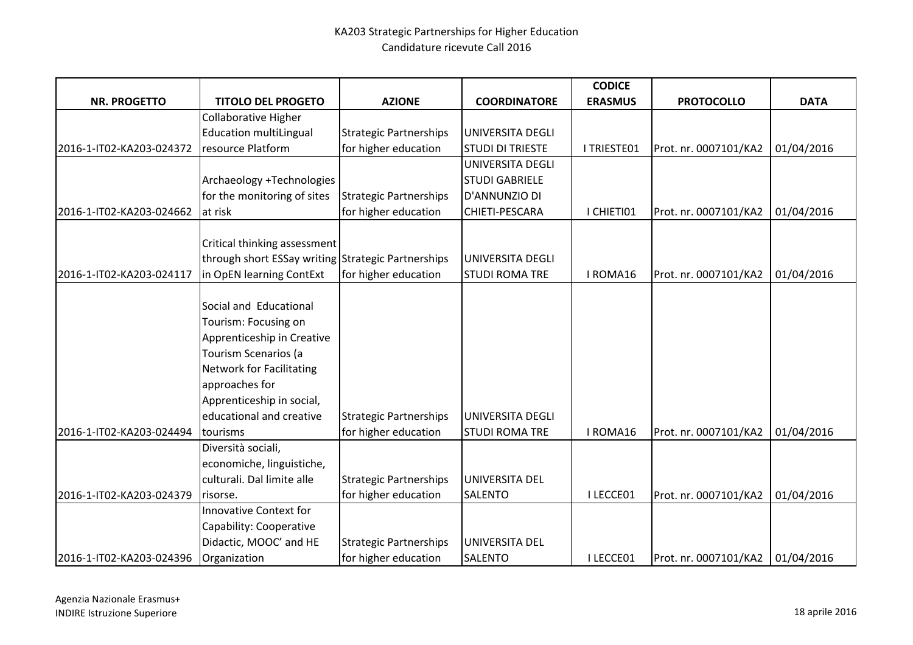KA203 Strategic Partnerships for Higher Education
Candidature ricevute Call 2016

| NR. PROGETTO | TITOLO DEL PROGETO | AZIONE | COORDINATORE | CODICE ERASMUS | PROTOCOLLO | DATA |
|---|---|---|---|---|---|---|
| 2016-1-IT02-KA203-024372 | Collaborative Higher Education multiLingual resource Platform | Strategic Partnerships for higher education | UNIVERSITA DEGLI STUDI DI TRIESTE | I TRIESTE01 | Prot. nr. 0007101/KA2 | 01/04/2016 |
| 2016-1-IT02-KA203-024662 | Archaeology +Technologies for the monitoring of sites at risk | Strategic Partnerships for higher education | UNIVERSITA DEGLI STUDI GABRIELE D'ANNUNZIO DI CHIETI-PESCARA | I CHIETI01 | Prot. nr. 0007101/KA2 | 01/04/2016 |
| 2016-1-IT02-KA203-024117 | Critical thinking assessment through short ESSay writing in OpEN learning ContExt | Strategic Partnerships for higher education | UNIVERSITA DEGLI STUDI ROMA TRE | I ROMA16 | Prot. nr. 0007101/KA2 | 01/04/2016 |
| 2016-1-IT02-KA203-024494 | Social and Educational Tourism: Focusing on Apprenticeship in Creative Tourism Scenarios (a Network for Facilitating approaches for Apprenticeship in social, educational and creative tourisms | Strategic Partnerships for higher education | UNIVERSITA DEGLI STUDI ROMA TRE | I ROMA16 | Prot. nr. 0007101/KA2 | 01/04/2016 |
| 2016-1-IT02-KA203-024379 | Diversità sociali, economiche, linguistiche, culturali. Dal limite alle risorse. | Strategic Partnerships for higher education | UNIVERSITA DEL SALENTO | I LECCE01 | Prot. nr. 0007101/KA2 | 01/04/2016 |
| 2016-1-IT02-KA203-024396 | Innovative Context for Capability: Cooperative Didactic, MOOC' and HE Organization | Strategic Partnerships for higher education | UNIVERSITA DEL SALENTO | I LECCE01 | Prot. nr. 0007101/KA2 | 01/04/2016 |

Agenzia Nazionale Erasmus+
INDIRE Istruzione Superiore

18 aprile 2016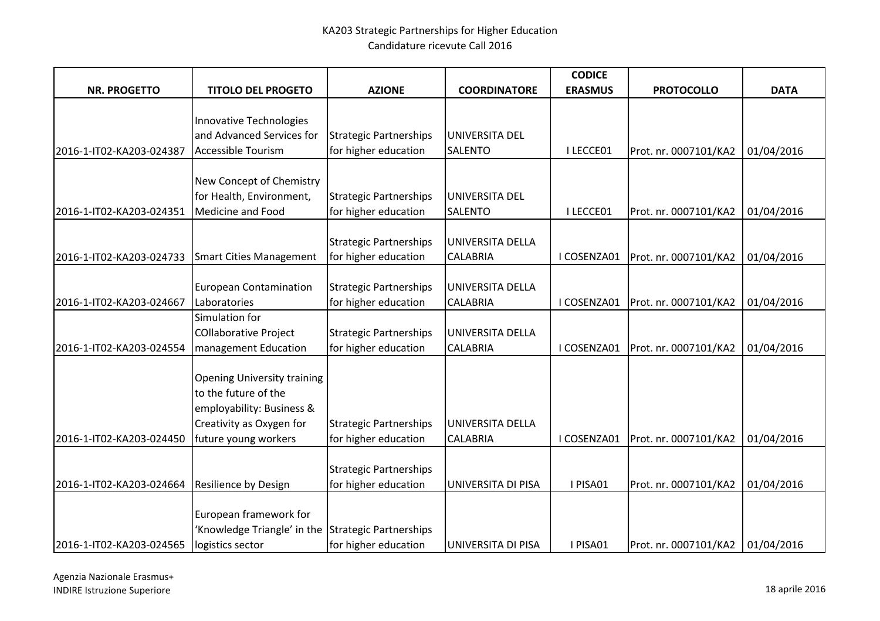KA203 Strategic Partnerships for Higher Education
Candidature ricevute Call 2016

| NR. PROGETTO | TITOLO DEL PROGETO | AZIONE | COORDINATORE | CODICE ERASMUS | PROTOCOLLO | DATA |
|---|---|---|---|---|---|---|
| 2016-1-IT02-KA203-024387 | Innovative Technologies and Advanced Services for Accessible Tourism | Strategic Partnerships for higher education | UNIVERSITA DEL SALENTO | I LECCE01 | Prot. nr. 0007101/KA2 | 01/04/2016 |
| 2016-1-IT02-KA203-024351 | New Concept of Chemistry for Health, Environment, Medicine and Food | Strategic Partnerships for higher education | UNIVERSITA DEL SALENTO | I LECCE01 | Prot. nr. 0007101/KA2 | 01/04/2016 |
| 2016-1-IT02-KA203-024733 | Smart Cities Management | Strategic Partnerships for higher education | UNIVERSITA DELLA CALABRIA | I COSENZA01 | Prot. nr. 0007101/KA2 | 01/04/2016 |
| 2016-1-IT02-KA203-024667 | European Contamination Laboratories | Strategic Partnerships for higher education | UNIVERSITA DELLA CALABRIA | I COSENZA01 | Prot. nr. 0007101/KA2 | 01/04/2016 |
| 2016-1-IT02-KA203-024554 | Simulation for COllaborative Project management Education | Strategic Partnerships for higher education | UNIVERSITA DELLA CALABRIA | I COSENZA01 | Prot. nr. 0007101/KA2 | 01/04/2016 |
| 2016-1-IT02-KA203-024450 | Opening University training to the future of the employability: Business & Creativity as Oxygen for future young workers | Strategic Partnerships for higher education | UNIVERSITA DELLA CALABRIA | I COSENZA01 | Prot. nr. 0007101/KA2 | 01/04/2016 |
| 2016-1-IT02-KA203-024664 | Resilience by Design | Strategic Partnerships for higher education | UNIVERSITA DI PISA | I PISA01 | Prot. nr. 0007101/KA2 | 01/04/2016 |
| 2016-1-IT02-KA203-024565 | European framework for 'Knowledge Triangle' in the logistics sector | Strategic Partnerships for higher education | UNIVERSITA DI PISA | I PISA01 | Prot. nr. 0007101/KA2 | 01/04/2016 |

Agenzia Nazionale Erasmus+
INDIRE Istruzione Superiore

18 aprile 2016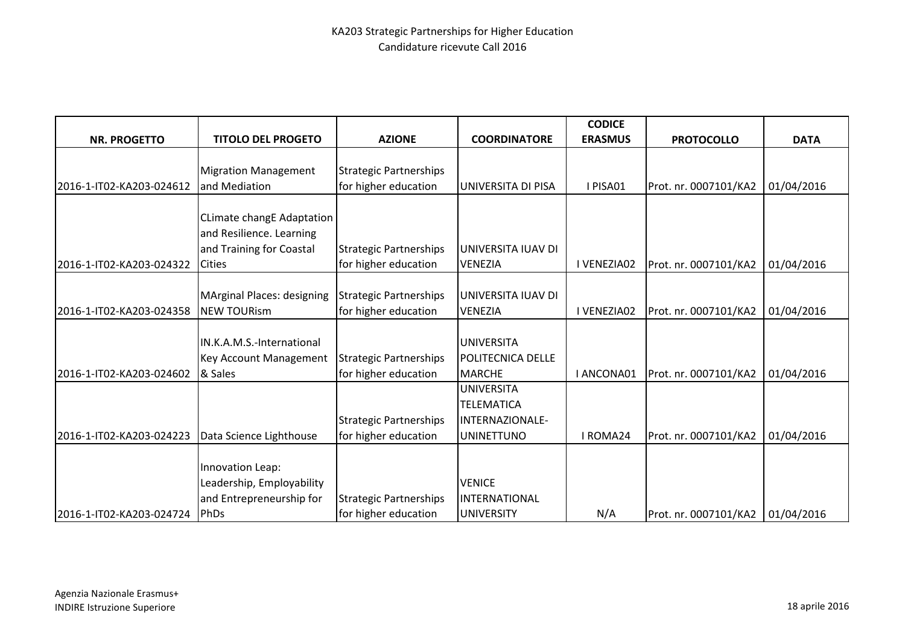KA203 Strategic Partnerships for Higher Education
Candidature ricevute Call 2016

| NR. PROGETTO | TITOLO DEL PROGETO | AZIONE | COORDINATORE | CODICE ERASMUS | PROTOCOLLO | DATA |
|---|---|---|---|---|---|---|
| 2016-1-IT02-KA203-024612 | Migration Management and Mediation | Strategic Partnerships for higher education | UNIVERSITA DI PISA | I PISA01 | Prot. nr. 0007101/KA2 | 01/04/2016 |
| 2016-1-IT02-KA203-024322 | CLimate changE Adaptation and Resilience. Learning and Training for Coastal Cities | Strategic Partnerships for higher education | UNIVERSITA IUAV DI VENEZIA | I VENEZIA02 | Prot. nr. 0007101/KA2 | 01/04/2016 |
| 2016-1-IT02-KA203-024358 | MArginal Places: designing NEW TOURism | Strategic Partnerships for higher education | UNIVERSITA IUAV DI VENEZIA | I VENEZIA02 | Prot. nr. 0007101/KA2 | 01/04/2016 |
| 2016-1-IT02-KA203-024602 | IN.K.A.M.S.-International Key Account Management & Sales | Strategic Partnerships for higher education | UNIVERSITA POLITECNICA DELLE MARCHE | I ANCONA01 | Prot. nr. 0007101/KA2 | 01/04/2016 |
| 2016-1-IT02-KA203-024223 | Data Science Lighthouse | Strategic Partnerships for higher education | UNIVERSITA TELEMATICA INTERNAZIONALE-UNINETTUNO | I ROMA24 | Prot. nr. 0007101/KA2 | 01/04/2016 |
| 2016-1-IT02-KA203-024724 | Innovation Leap: Leadership, Employability and Entrepreneurship for PhDs | Strategic Partnerships for higher education | VENICE INTERNATIONAL UNIVERSITY | N/A | Prot. nr. 0007101/KA2 | 01/04/2016 |

Agenzia Nazionale Erasmus+
INDIRE Istruzione Superiore

18 aprile 2016